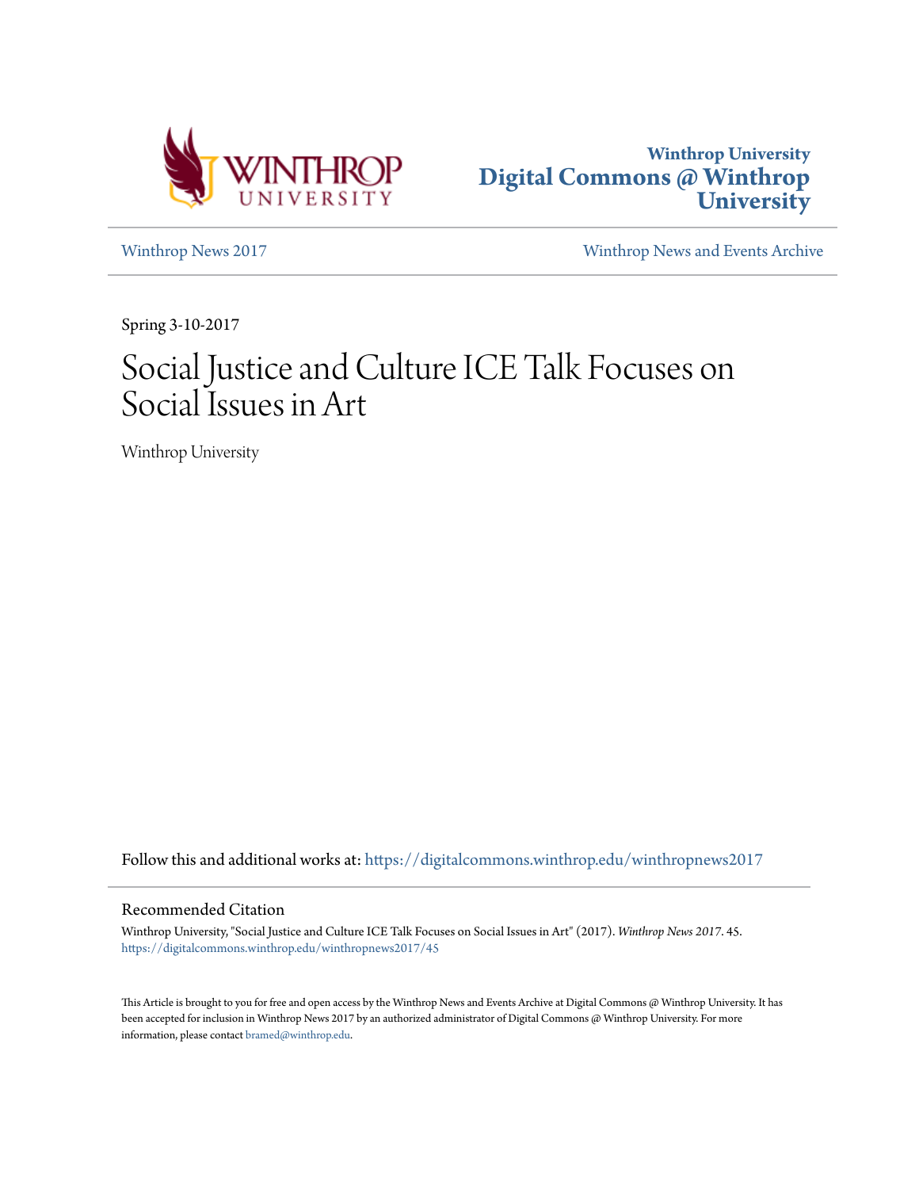Winthrop University

**Digital Commons @ Winthrop University**

Winthrop News 2017

Winthrop News and Events Archive

Spring 3-10-2017

# Social Justice and Culture ICE Talk Focuses on Social Issues in Art

Winthrop University

Follow this and additional works at: https://digitalcommons.winthrop.edu/winthropnews2017

## Recommended Citation

Winthrop University, "Social Justice and Culture ICE Talk Focuses on Social Issues in Art" (2017). *Winthrop News 2017*. 45.
https://digitalcommons.winthrop.edu/winthropnews2017/45

This Article is brought to you for free and open access by the Winthrop News and Events Archive at Digital Commons @ Winthrop University. It has been accepted for inclusion in Winthrop News 2017 by an authorized administrator of Digital Commons @ Winthrop University. For more information, please contact bramed@winthrop.edu.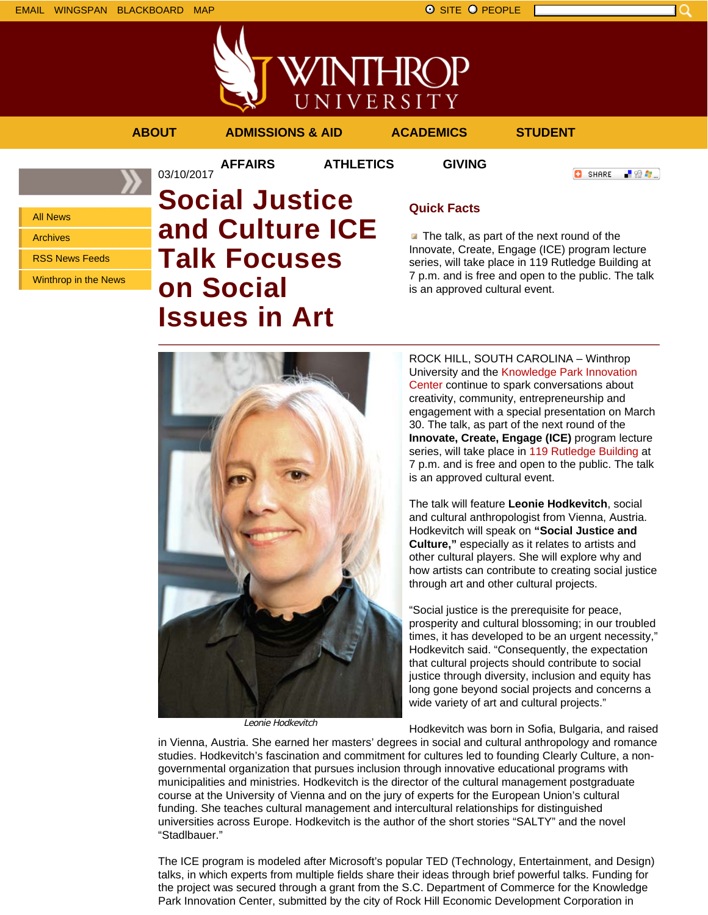EMAIL WINGSPAN BLACKBOARD MAP

SITE PEOPLE

ABOUT ADMISSIONS & AID ACADEMICS STUDENT AFFAIRS ATHLETICS GIVING

- All News
- Archives
- RSS News Feeds
- Winthrop in the News

03/10/2017

# Social Justice and Culture ICE Talk Focuses on Social Issues in Art

## Quick Facts

- The talk, as part of the next round of the Innovate, Create, Engage (ICE) program lecture series, will take place in 119 Rutledge Building at 7 p.m. and is free and open to the public. The talk is an approved cultural event.

*Leonie Hodkevitch*

ROCK HILL, SOUTH CAROLINA – Winthrop University and the Knowledge Park Innovation Center continue to spark conversations about creativity, community, entrepreneurship and engagement with a special presentation on March 30. The talk, as part of the next round of the **Innovate, Create, Engage (ICE)** program lecture series, will take place in 119 Rutledge Building at 7 p.m. and is free and open to the public. The talk is an approved cultural event.

The talk will feature **Leonie Hodkevitch**, social and cultural anthropologist from Vienna, Austria. Hodkevitch will speak on **"Social Justice and Culture,"** especially as it relates to artists and other cultural players. She will explore why and how artists can contribute to creating social justice through art and other cultural projects.

"Social justice is the prerequisite for peace, prosperity and cultural blossoming; in our troubled times, it has developed to be an urgent necessity," Hodkevitch said. "Consequently, the expectation that cultural projects should contribute to social justice through diversity, inclusion and equity has long gone beyond social projects and concerns a wide variety of art and cultural projects."

Hodkevitch was born in Sofia, Bulgaria, and raised in Vienna, Austria. She earned her masters' degrees in social and cultural anthropology and romance studies. Hodkevitch's fascination and commitment for cultures led to founding Clearly Culture, a non-governmental organization that pursues inclusion through innovative educational programs with municipalities and ministries. Hodkevitch is the director of the cultural management postgraduate course at the University of Vienna and on the jury of experts for the European Union's cultural funding. She teaches cultural management and intercultural relationships for distinguished universities across Europe. Hodkevitch is the author of the short stories "SALTY" and the novel "Stadlbauer."

The ICE program is modeled after Microsoft's popular TED (Technology, Entertainment, and Design) talks, in which experts from multiple fields share their ideas through brief powerful talks. Funding for the project was secured through a grant from the S.C. Department of Commerce for the Knowledge Park Innovation Center, submitted by the city of Rock Hill Economic Development Corporation in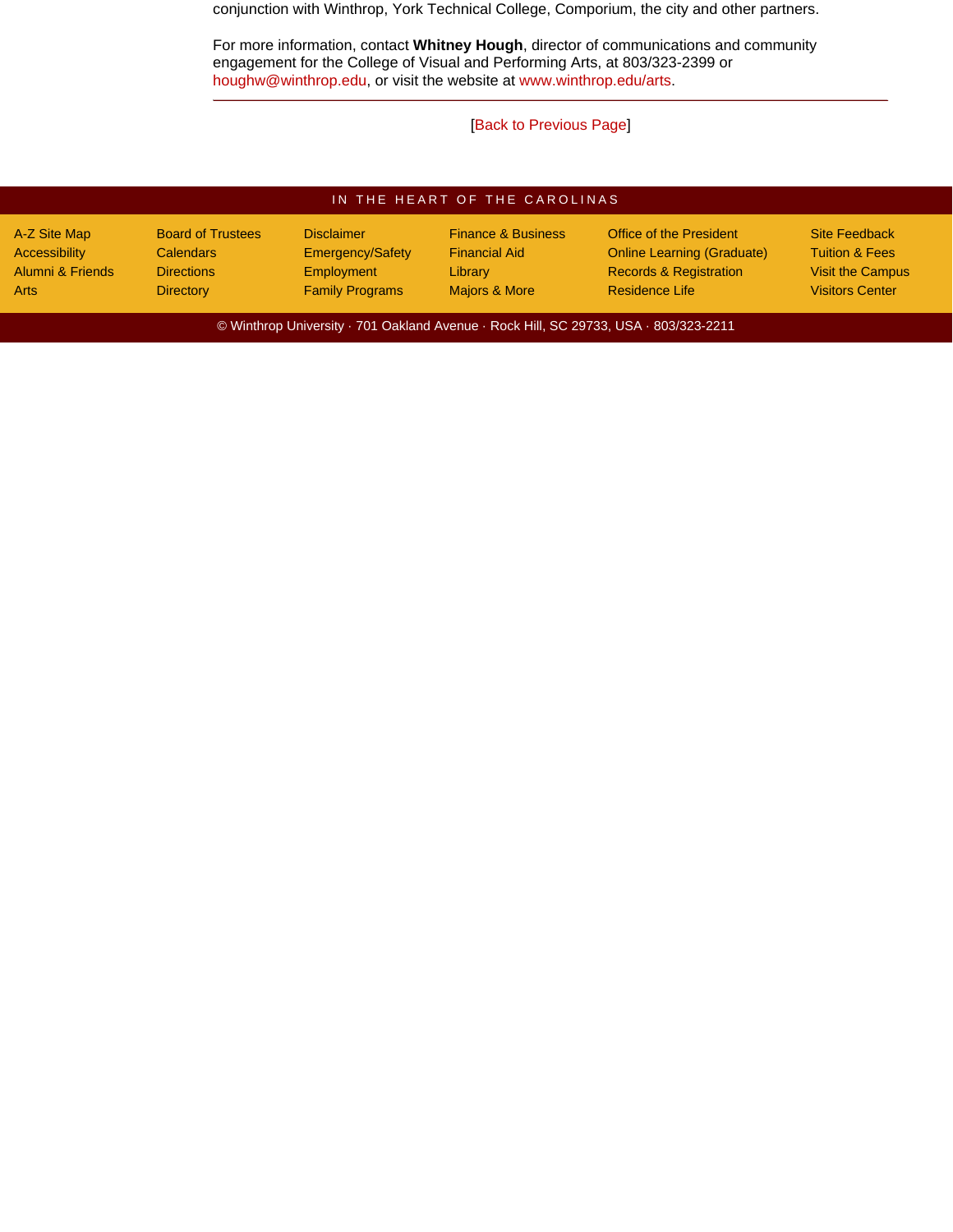conjunction with Winthrop, York Technical College, Comporium, the city and other partners.

For more information, contact **Whitney Hough**, director of communications and community engagement for the College of Visual and Performing Arts, at 803/323-2399 or houghw@winthrop.edu, or visit the website at www.winthrop.edu/arts.

---

[Back to Previous Page]

IN THE HEART OF THE CAROLINAS

| | | | | | |
|---|---|---|---|---|---|
| A-Z Site Map | Board of Trustees | Disclaimer | Finance & Business | Office of the President | Site Feedback |
| Accessibility | Calendars | Emergency/Safety | Financial Aid | Online Learning (Graduate) | Tuition & Fees |
| Alumni & Friends | Directions | Employment | Library | Records & Registration | Visit the Campus |
| Arts | Directory | Family Programs | Majors & More | Residence Life | Visitors Center |

© Winthrop University · 701 Oakland Avenue · Rock Hill, SC 29733, USA · 803/323-2211